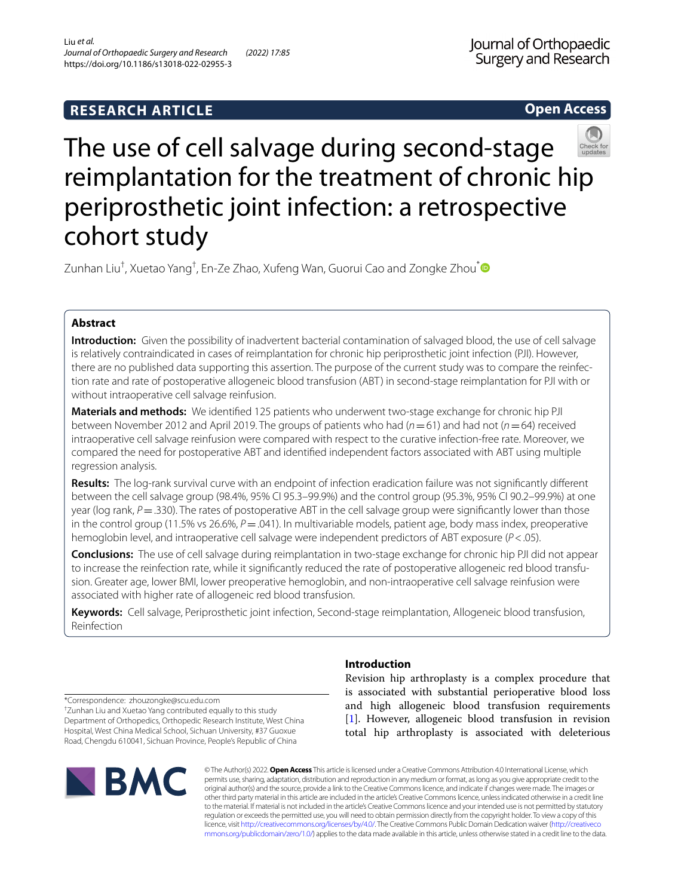**RESEARCH ARTICLE** **Open Access**

# The use of cell salvage during second-stage reimplantation for the treatment of chronic hip periprosthetic joint infection: a retrospective cohort study

Zunhan Liu[†], Xuetao Yang[†], En-Ze Zhao, Xufeng Wan, Guorui Cao and Zongke Zhou[*]

## Abstract

**Introduction:** Given the possibility of inadvertent bacterial contamination of salvaged blood, the use of cell salvage is relatively contraindicated in cases of reimplantation for chronic hip periprosthetic joint infection (PJI). However, there are no published data supporting this assertion. The purpose of the current study was to compare the reinfection rate and rate of postoperative allogeneic blood transfusion (ABT) in second-stage reimplantation for PJI with or without intraoperative cell salvage reinfusion.

**Materials and methods:** We identified 125 patients who underwent two-stage exchange for chronic hip PJI between November 2012 and April 2019. The groups of patients who had ($n=61$) and had not ($n=64$) received intraoperative cell salvage reinfusion were compared with respect to the curative infection-free rate. Moreover, we compared the need for postoperative ABT and identified independent factors associated with ABT using multiple regression analysis.

**Results:** The log-rank survival curve with an endpoint of infection eradication failure was not significantly different between the cell salvage group (98.4%, 95% CI 95.3–99.9%) and the control group (95.3%, 95% CI 90.2–99.9%) at one year (log rank, $P=.330$). The rates of postoperative ABT in the cell salvage group were significantly lower than those in the control group (11.5% vs 26.6%, $P=.041$). In multivariable models, patient age, body mass index, preoperative hemoglobin level, and intraoperative cell salvage were independent predictors of ABT exposure ($P<.05$).

**Conclusions:** The use of cell salvage during reimplantation in two-stage exchange for chronic hip PJI did not appear to increase the reinfection rate, while it significantly reduced the rate of postoperative allogeneic red blood transfusion. Greater age, lower BMI, lower preoperative hemoglobin, and non-intraoperative cell salvage reinfusion were associated with higher rate of allogeneic red blood transfusion.

**Keywords:** Cell salvage, Periprosthetic joint infection, Second-stage reimplantation, Allogeneic blood transfusion, Reinfection

*Correspondence: zhouzongke@scu.edu.cn
[†]Zunhan Liu and Xuetao Yang contributed equally to this study
Department of Orthopedics, Orthopedic Research Institute, West China Hospital, West China Medical School, Sichuan University, #37 Guoxue Road, Chengdu 610041, Sichuan Province, People's Republic of China

## Introduction

Revision hip arthroplasty is a complex procedure that is associated with substantial perioperative blood loss and high allogeneic blood transfusion requirements [1]. However, allogeneic blood transfusion in revision total hip arthroplasty is associated with deleterious

© The Author(s) 2022. **Open Access** This article is licensed under a Creative Commons Attribution 4.0 International License, which permits use, sharing, adaptation, distribution and reproduction in any medium or format, as long as you give appropriate credit to the original author(s) and the source, provide a link to the Creative Commons licence, and indicate if changes were made. The images or other third party material in this article are included in the article's Creative Commons licence, unless indicated otherwise in a credit line to the material. If material is not included in the article's Creative Commons licence and your intended use is not permitted by statutory regulation or exceeds the permitted use, you will need to obtain permission directly from the copyright holder. To view a copy of this licence, visit http://creativecommons.org/licenses/by/4.0/. The Creative Commons Public Domain Dedication waiver (http://creativecommons.org/publicdomain/zero/1.0/) applies to the data made available in this article, unless otherwise stated in a credit line to the data.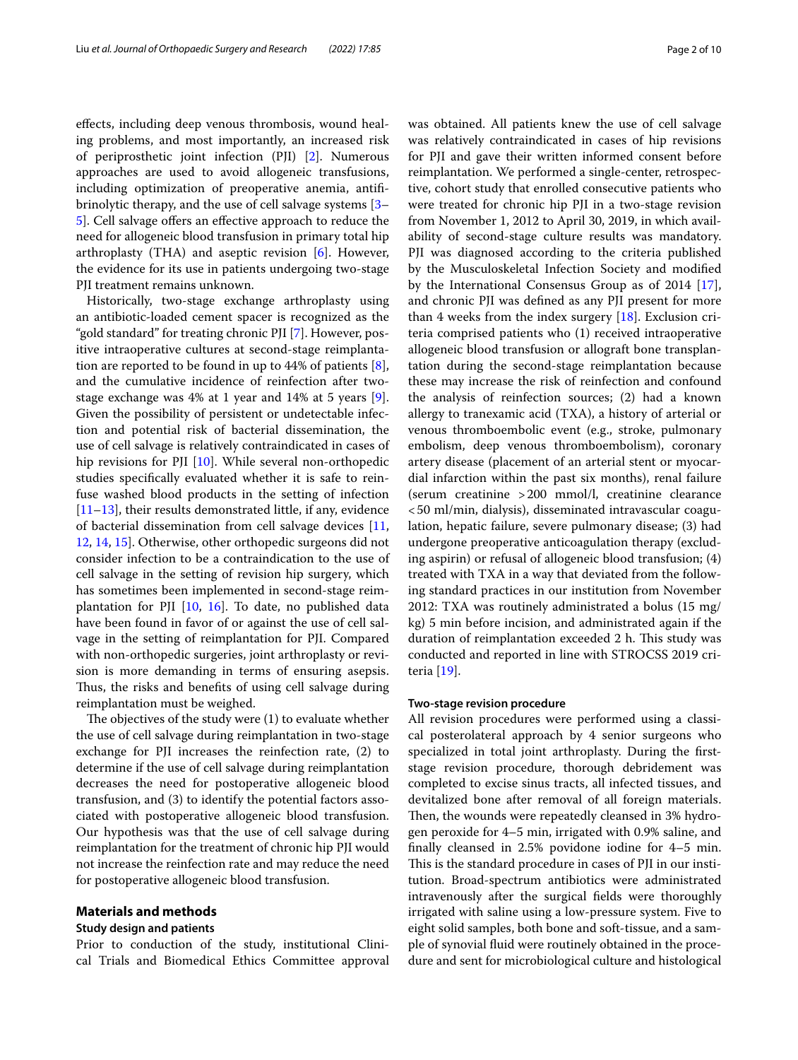effects, including deep venous thrombosis, wound healing problems, and most importantly, an increased risk of periprosthetic joint infection (PJI) [2]. Numerous approaches are used to avoid allogeneic transfusions, including optimization of preoperative anemia, antifibrinolytic therapy, and the use of cell salvage systems [3–5]. Cell salvage offers an effective approach to reduce the need for allogeneic blood transfusion in primary total hip arthroplasty (THA) and aseptic revision [6]. However, the evidence for its use in patients undergoing two-stage PJI treatment remains unknown.

Historically, two-stage exchange arthroplasty using an antibiotic-loaded cement spacer is recognized as the "gold standard" for treating chronic PJI [7]. However, positive intraoperative cultures at second-stage reimplantation are reported to be found in up to 44% of patients [8], and the cumulative incidence of reinfection after two-stage exchange was 4% at 1 year and 14% at 5 years [9]. Given the possibility of persistent or undetectable infection and potential risk of bacterial dissemination, the use of cell salvage is relatively contraindicated in cases of hip revisions for PJI [10]. While several non-orthopedic studies specifically evaluated whether it is safe to reinfuse washed blood products in the setting of infection [11–13], their results demonstrated little, if any, evidence of bacterial dissemination from cell salvage devices [11, 12, 14, 15]. Otherwise, other orthopedic surgeons did not consider infection to be a contraindication to the use of cell salvage in the setting of revision hip surgery, which has sometimes been implemented in second-stage reimplantation for PJI [10, 16]. To date, no published data have been found in favor of or against the use of cell salvage in the setting of reimplantation for PJI. Compared with non-orthopedic surgeries, joint arthroplasty or revision is more demanding in terms of ensuring asepsis. Thus, the risks and benefits of using cell salvage during reimplantation must be weighed.

The objectives of the study were (1) to evaluate whether the use of cell salvage during reimplantation in two-stage exchange for PJI increases the reinfection rate, (2) to determine if the use of cell salvage during reimplantation decreases the need for postoperative allogeneic blood transfusion, and (3) to identify the potential factors associated with postoperative allogeneic blood transfusion. Our hypothesis was that the use of cell salvage during reimplantation for the treatment of chronic hip PJI would not increase the reinfection rate and may reduce the need for postoperative allogeneic blood transfusion.

## Materials and methods

### Study design and patients

Prior to conduction of the study, institutional Clinical Trials and Biomedical Ethics Committee approval was obtained. All patients knew the use of cell salvage was relatively contraindicated in cases of hip revisions for PJI and gave their written informed consent before reimplantation. We performed a single-center, retrospective, cohort study that enrolled consecutive patients who were treated for chronic hip PJI in a two-stage revision from November 1, 2012 to April 30, 2019, in which availability of second-stage culture results was mandatory. PJI was diagnosed according to the criteria published by the Musculoskeletal Infection Society and modified by the International Consensus Group as of 2014 [17], and chronic PJI was defined as any PJI present for more than 4 weeks from the index surgery [18]. Exclusion criteria comprised patients who (1) received intraoperative allogeneic blood transfusion or allograft bone transplantation during the second-stage reimplantation because these may increase the risk of reinfection and confound the analysis of reinfection sources; (2) had a known allergy to tranexamic acid (TXA), a history of arterial or venous thromboembolic event (e.g., stroke, pulmonary embolism, deep venous thromboembolism), coronary artery disease (placement of an arterial stent or myocardial infarction within the past six months), renal failure (serum creatinine >200 mmol/l, creatinine clearance <50 ml/min, dialysis), disseminated intravascular coagulation, hepatic failure, severe pulmonary disease; (3) had undergone preoperative anticoagulation therapy (excluding aspirin) or refusal of allogeneic blood transfusion; (4) treated with TXA in a way that deviated from the following standard practices in our institution from November 2012: TXA was routinely administrated a bolus (15 mg/kg) 5 min before incision, and administrated again if the duration of reimplantation exceeded 2 h. This study was conducted and reported in line with STROCSS 2019 criteria [19].

### Two-stage revision procedure

All revision procedures were performed using a classical posterolateral approach by 4 senior surgeons who specialized in total joint arthroplasty. During the first-stage revision procedure, thorough debridement was completed to excise sinus tracts, all infected tissues, and devitalized bone after removal of all foreign materials. Then, the wounds were repeatedly cleansed in 3% hydrogen peroxide for 4–5 min, irrigated with 0.9% saline, and finally cleansed in 2.5% povidone iodine for 4–5 min. This is the standard procedure in cases of PJI in our institution. Broad-spectrum antibiotics were administrated intravenously after the surgical fields were thoroughly irrigated with saline using a low-pressure system. Five to eight solid samples, both bone and soft-tissue, and a sample of synovial fluid were routinely obtained in the procedure and sent for microbiological culture and histological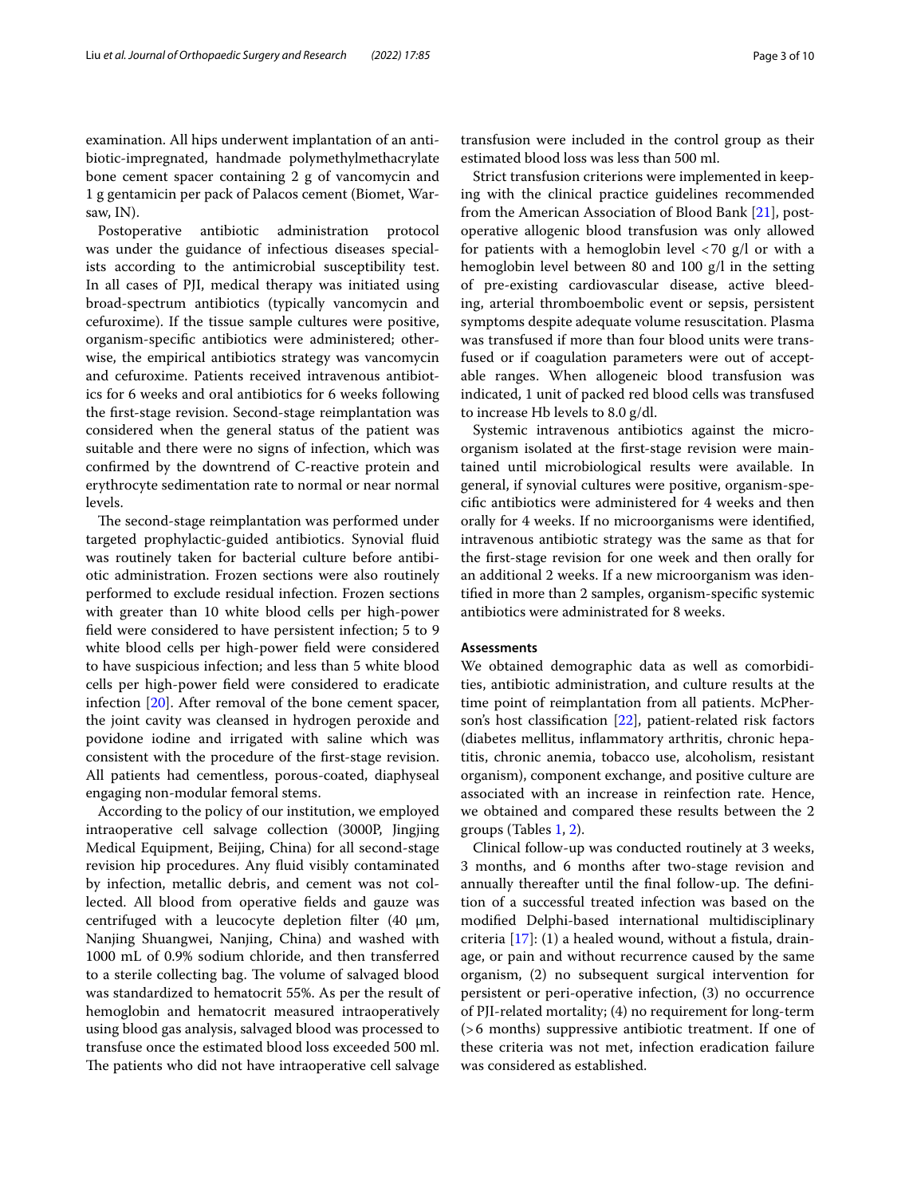examination. All hips underwent implantation of an antibiotic-impregnated, handmade polymethylmethacrylate bone cement spacer containing 2 g of vancomycin and 1 g gentamicin per pack of Palacos cement (Biomet, Warsaw, IN).

Postoperative antibiotic administration protocol was under the guidance of infectious diseases specialists according to the antimicrobial susceptibility test. In all cases of PJI, medical therapy was initiated using broad-spectrum antibiotics (typically vancomycin and cefuroxime). If the tissue sample cultures were positive, organism-specific antibiotics were administered; otherwise, the empirical antibiotics strategy was vancomycin and cefuroxime. Patients received intravenous antibiotics for 6 weeks and oral antibiotics for 6 weeks following the first-stage revision. Second-stage reimplantation was considered when the general status of the patient was suitable and there were no signs of infection, which was confirmed by the downtrend of C-reactive protein and erythrocyte sedimentation rate to normal or near normal levels.

The second-stage reimplantation was performed under targeted prophylactic-guided antibiotics. Synovial fluid was routinely taken for bacterial culture before antibiotic administration. Frozen sections were also routinely performed to exclude residual infection. Frozen sections with greater than 10 white blood cells per high-power field were considered to have persistent infection; 5 to 9 white blood cells per high-power field were considered to have suspicious infection; and less than 5 white blood cells per high-power field were considered to eradicate infection [20]. After removal of the bone cement spacer, the joint cavity was cleansed in hydrogen peroxide and povidone iodine and irrigated with saline which was consistent with the procedure of the first-stage revision. All patients had cementless, porous-coated, diaphyseal engaging non-modular femoral stems.

According to the policy of our institution, we employed intraoperative cell salvage collection (3000P, Jingjing Medical Equipment, Beijing, China) for all second-stage revision hip procedures. Any fluid visibly contaminated by infection, metallic debris, and cement was not collected. All blood from operative fields and gauze was centrifuged with a leucocyte depletion filter (40 μm, Nanjing Shuangwei, Nanjing, China) and washed with 1000 mL of 0.9% sodium chloride, and then transferred to a sterile collecting bag. The volume of salvaged blood was standardized to hematocrit 55%. As per the result of hemoglobin and hematocrit measured intraoperatively using blood gas analysis, salvaged blood was processed to transfuse once the estimated blood loss exceeded 500 ml. The patients who did not have intraoperative cell salvage transfusion were included in the control group as their estimated blood loss was less than 500 ml.

Strict transfusion criterions were implemented in keeping with the clinical practice guidelines recommended from the American Association of Blood Bank [21], postoperative allogenic blood transfusion was only allowed for patients with a hemoglobin level <70 g/l or with a hemoglobin level between 80 and 100 g/l in the setting of pre-existing cardiovascular disease, active bleeding, arterial thromboembolic event or sepsis, persistent symptoms despite adequate volume resuscitation. Plasma was transfused if more than four blood units were transfused or if coagulation parameters were out of acceptable ranges. When allogeneic blood transfusion was indicated, 1 unit of packed red blood cells was transfused to increase Hb levels to 8.0 g/dl.

Systemic intravenous antibiotics against the microorganism isolated at the first-stage revision were maintained until microbiological results were available. In general, if synovial cultures were positive, organism-specific antibiotics were administered for 4 weeks and then orally for 4 weeks. If no microorganisms were identified, intravenous antibiotic strategy was the same as that for the first-stage revision for one week and then orally for an additional 2 weeks. If a new microorganism was identified in more than 2 samples, organism-specific systemic antibiotics were administrated for 8 weeks.

## Assessments

We obtained demographic data as well as comorbidities, antibiotic administration, and culture results at the time point of reimplantation from all patients. McPherson's host classification [22], patient-related risk factors (diabetes mellitus, inflammatory arthritis, chronic hepatitis, chronic anemia, tobacco use, alcoholism, resistant organism), component exchange, and positive culture are associated with an increase in reinfection rate. Hence, we obtained and compared these results between the 2 groups (Tables 1, 2).

Clinical follow-up was conducted routinely at 3 weeks, 3 months, and 6 months after two-stage revision and annually thereafter until the final follow-up. The definition of a successful treated infection was based on the modified Delphi-based international multidisciplinary criteria [17]: (1) a healed wound, without a fistula, drainage, or pain and without recurrence caused by the same organism, (2) no subsequent surgical intervention for persistent or peri-operative infection, (3) no occurrence of PJI-related mortality; (4) no requirement for long-term (>6 months) suppressive antibiotic treatment. If one of these criteria was not met, infection eradication failure was considered as established.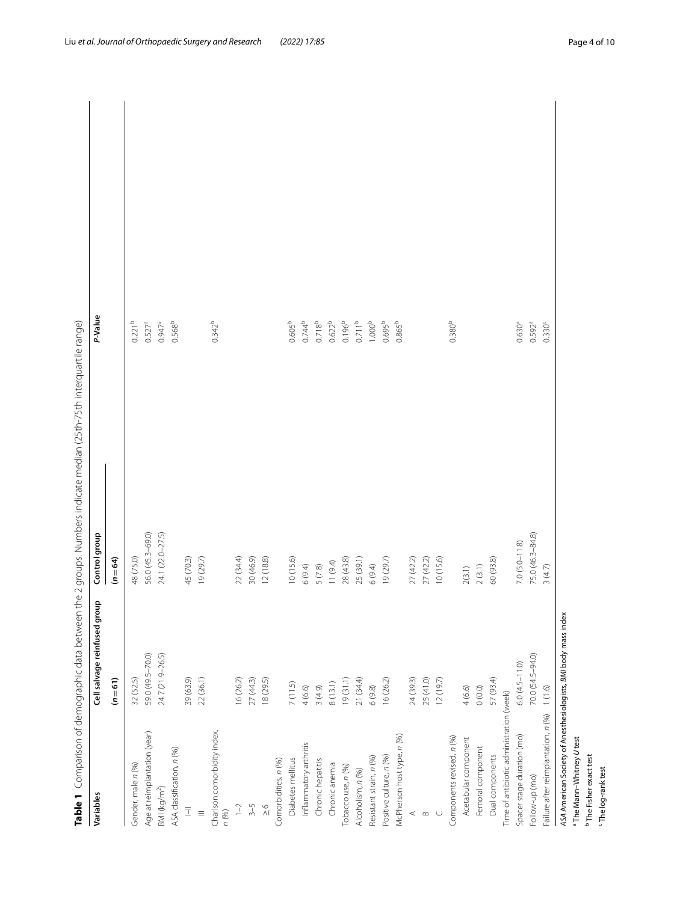**Table 1** Comparison of demographic data between the 2 groups. Numbers indicate median (25th–75th interquartile range)

| Variables | Cell salvage reinfused group | Control group | *P*-Value |
|---|---|---|---|
| | (*n* = 61) | (*n* = 64) | |
| Gender, male *n* (%) | 32 (52.5) | 48 (75.0) | 0.221[b] |
| Age at reimplantation (year) | 59.0 (49.5–70.0) | 56.0 (45.3–69.0) | 0.527[a] |
| BMI (kg/m$^2$) | 24.7 (21.9–26.5) | 24.1 (22.0–27.5) | 0.947[a] |
| ASA classification, *n* (%) | | | 0.568[b] |
| I–II | 39 (63.9) | 45 (70.3) | |
| III | 22 (36.1) | 19 (29.7) | |
| Charlson comorbidity index, *n* (%) | | | 0.342[b] |
| 1–2 | 16 (26.2) | 22 (34.4) | |
| 3–5 | 27 (44.3) | 30 (46.9) | |
| ≥6 | 18 (29.5) | 12 (18.8) | |
| Comorbidities, *n* (%) | | | |
| Diabetes mellitus | 7 (11.5) | 10 (15.6) | 0.605[b] |
| Inflammatory arthritis | 4 (6.6) | 6 (9.4) | 0.744[b] |
| Chronic hepatitis | 3 (4.9) | 5 (7.8) | 0.718[b] |
| Chronic anemia | 8 (13.1) | 11 (9.4) | 0.622[b] |
| Tobacco use, *n* (%) | 19 (31.1) | 28 (43.8) | 0.196[b] |
| Alcoholism, *n* (%) | 21 (34.4) | 25 (39.1) | 0.711[b] |
| Resistant strain, *n* (%) | 6 (9.8) | 6 (9.4) | 1.000[b] |
| Positive culture, *n* (%) | 16 (26.2) | 19 (29.7) | 0.695[b] |
| McPherson host type, *n* (%) | | | 0.865[b] |
| A | 24 (39.3) | 27 (42.2) | |
| B | 25 (41.0) | 27 (42.2) | |
| C | 12 (19.7) | 10 (15.6) | |
| Components revised, *n* (%) | | | 0.380[b] |
| Acetabular component | 4 (6.6) | 2(3.1) | |
| Femoral component | 0 (0.0) | 2 (3.1) | |
| Dual components | 57 (93.4) | 60 (93.8) | |
| Time of antibiotic administration (week) | | | |
| Spacer stage duration (mo) | 6.0 (4.5–11.0) | 7.0 (5.0–11.8) | 0.630[a] |
| Follow-up (mo) | 70.0 (54.5–94.0) | 75.0 (46.3–84.8) | 0.592[a] |
| Failure after reimplantation, *n* (%) | 1 (1.6) | 3 (4.7) | 0.330[c] |

*ASA* American Society of Anesthesiologists, *BMI* body mass index

[a] The Mann–Whitney *U* test

[b] The Fisher exact test

[c] The log-rank test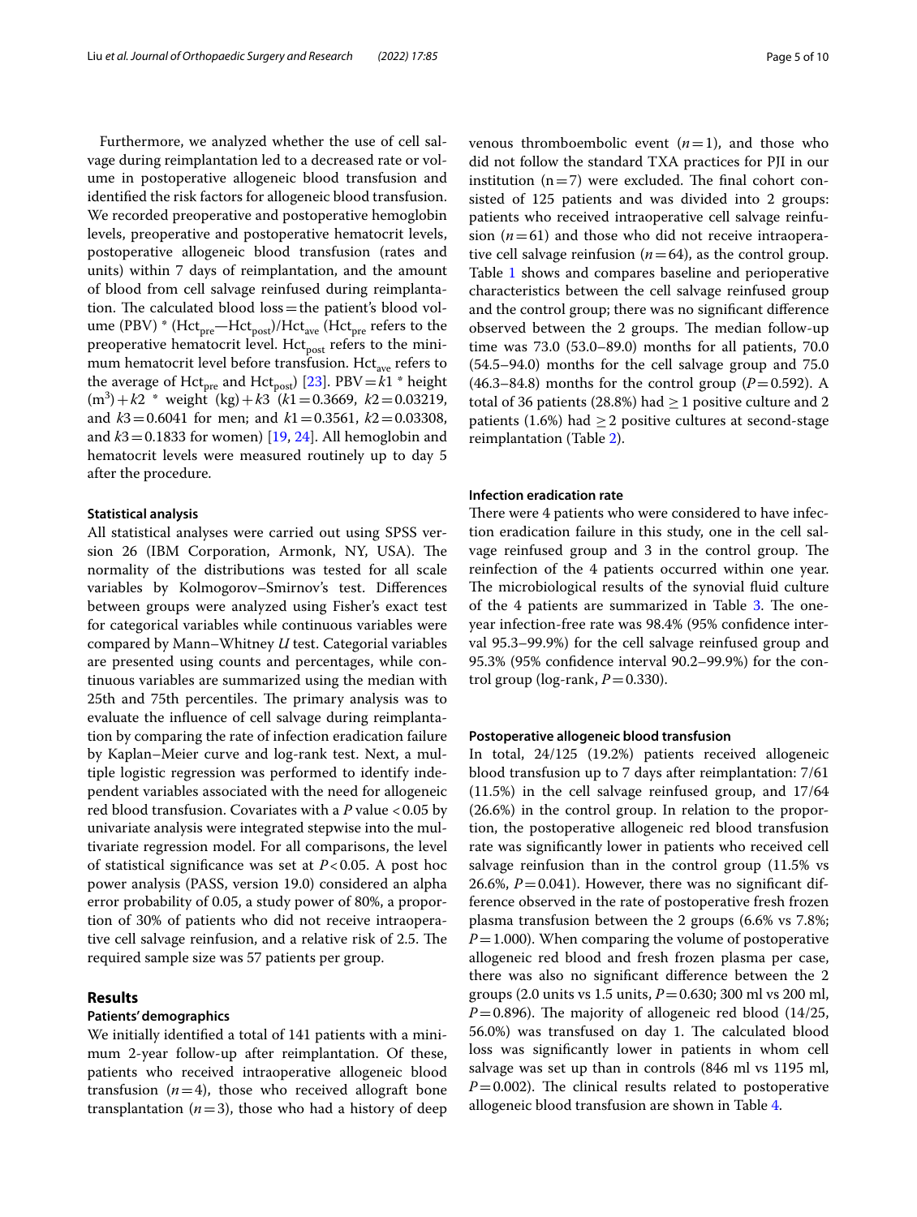Furthermore, we analyzed whether the use of cell salvage during reimplantation led to a decreased rate or volume in postoperative allogeneic blood transfusion and identified the risk factors for allogeneic blood transfusion. We recorded preoperative and postoperative hemoglobin levels, preoperative and postoperative hematocrit levels, postoperative allogeneic blood transfusion (rates and units) within 7 days of reimplantation, and the amount of blood from cell salvage reinfused during reimplantation. The calculated blood loss = the patient's blood volume (PBV) * ($Hct_{pre}$—$Hct_{post}$)/$Hct_{ave}$ ($Hct_{pre}$ refers to the preoperative hematocrit level. $Hct_{post}$ refers to the minimum hematocrit level before transfusion. $Hct_{ave}$ refers to the average of $Hct_{pre}$ and $Hct_{post}$) [23]. PBV = $k1$ * height ($m^3$) + $k2$ * weight (kg) + $k3$ ($k1 = 0.3669$, $k2 = 0.03219$, and $k3 = 0.6041$ for men; and $k1 = 0.3561$, $k2 = 0.03308$, and $k3 = 0.1833$ for women) [19, 24]. All hemoglobin and hematocrit levels were measured routinely up to day 5 after the procedure.

#### Statistical analysis

All statistical analyses were carried out using SPSS version 26 (IBM Corporation, Armonk, NY, USA). The normality of the distributions was tested for all scale variables by Kolmogorov–Smirnov's test. Differences between groups were analyzed using Fisher's exact test for categorical variables while continuous variables were compared by Mann–Whitney *U* test. Categorial variables are presented using counts and percentages, while continuous variables are summarized using the median with 25th and 75th percentiles. The primary analysis was to evaluate the influence of cell salvage during reimplantation by comparing the rate of infection eradication failure by Kaplan–Meier curve and log-rank test. Next, a multiple logistic regression was performed to identify independent variables associated with the need for allogeneic red blood transfusion. Covariates with a $P$ value $< 0.05$ by univariate analysis were integrated stepwise into the multivariate regression model. For all comparisons, the level of statistical significance was set at $P < 0.05$. A post hoc power analysis (PASS, version 19.0) considered an alpha error probability of 0.05, a study power of 80%, a proportion of 30% of patients who did not receive intraoperative cell salvage reinfusion, and a relative risk of 2.5. The required sample size was 57 patients per group.

## Results

#### Patients' demographics

We initially identified a total of 141 patients with a minimum 2-year follow-up after reimplantation. Of these, patients who received intraoperative allogeneic blood transfusion ($n = 4$), those who received allograft bone transplantation ($n = 3$), those who had a history of deep venous thromboembolic event ($n = 1$), and those who did not follow the standard TXA practices for PJI in our institution ($n = 7$) were excluded. The final cohort consisted of 125 patients and was divided into 2 groups: patients who received intraoperative cell salvage reinfusion ($n = 61$) and those who did not receive intraoperative cell salvage reinfusion ($n = 64$), as the control group. Table 1 shows and compares baseline and perioperative characteristics between the cell salvage reinfused group and the control group; there was no significant difference observed between the 2 groups. The median follow-up time was 73.0 (53.0–89.0) months for all patients, 70.0 (54.5–94.0) months for the cell salvage group and 75.0 (46.3–84.8) months for the control group ($P = 0.592$). A total of 36 patients (28.8%) had $\geq 1$ positive culture and 2 patients (1.6%) had $\geq 2$ positive cultures at second-stage reimplantation (Table 2).

#### Infection eradication rate

There were 4 patients who were considered to have infection eradication failure in this study, one in the cell salvage reinfused group and 3 in the control group. The reinfection of the 4 patients occurred within one year. The microbiological results of the synovial fluid culture of the 4 patients are summarized in Table 3. The one-year infection-free rate was 98.4% (95% confidence interval 95.3–99.9%) for the cell salvage reinfused group and 95.3% (95% confidence interval 90.2–99.9%) for the control group (log-rank, $P = 0.330$).

#### Postoperative allogeneic blood transfusion

In total, 24/125 (19.2%) patients received allogeneic blood transfusion up to 7 days after reimplantation: 7/61 (11.5%) in the cell salvage reinfused group, and 17/64 (26.6%) in the control group. In relation to the proportion, the postoperative allogeneic red blood transfusion rate was significantly lower in patients who received cell salvage reinfusion than in the control group (11.5% vs 26.6%, $P = 0.041$). However, there was no significant difference observed in the rate of postoperative fresh frozen plasma transfusion between the 2 groups (6.6% vs 7.8%; $P = 1.000$). When comparing the volume of postoperative allogeneic red blood and fresh frozen plasma per case, there was also no significant difference between the 2 groups (2.0 units vs 1.5 units, $P = 0.630$; 300 ml vs 200 ml, $P = 0.896$). The majority of allogeneic red blood (14/25, 56.0%) was transfused on day 1. The calculated blood loss was significantly lower in patients in whom cell salvage was set up than in controls (846 ml vs 1195 ml, $P = 0.002$). The clinical results related to postoperative allogeneic blood transfusion are shown in Table 4.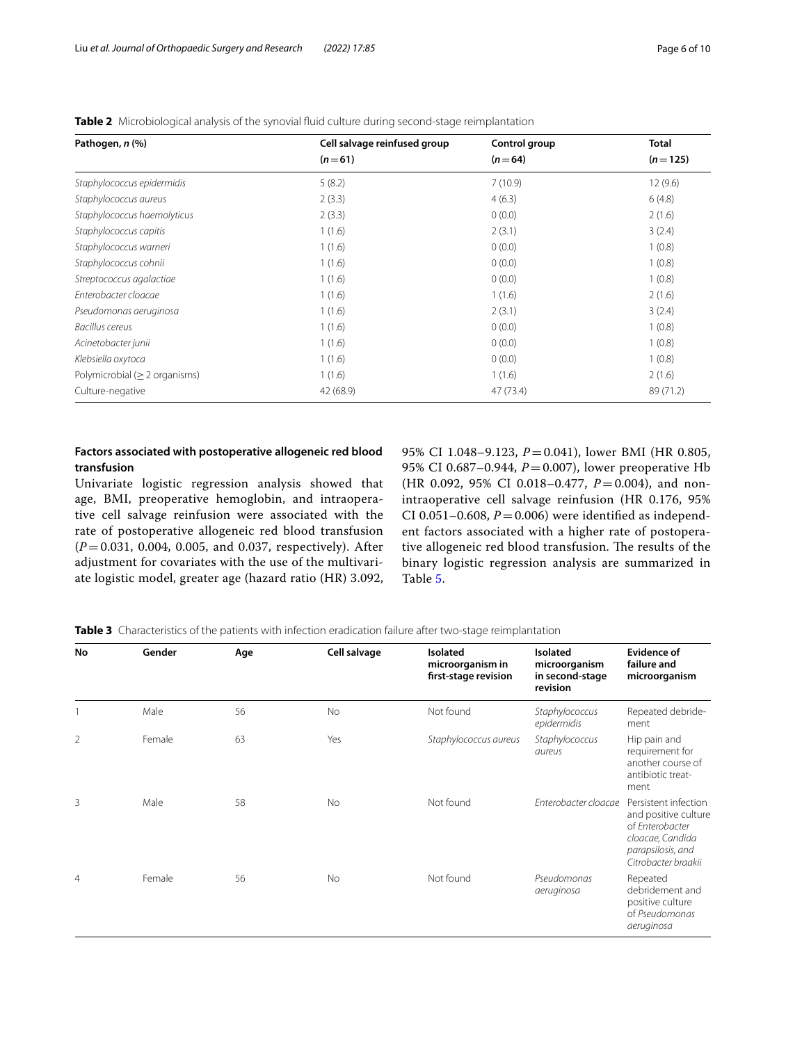**Table 2** Microbiological analysis of the synovial fluid culture during second-stage reimplantation

| Pathogen, *n* (%) | Cell salvage reinfused group ($n=61$) | Control group ($n=64$) | Total ($n=125$) |
|---|---|---|---|
| *Staphylococcus epidermidis* | 5 (8.2) | 7 (10.9) | 12 (9.6) |
| *Staphylococcus aureus* | 2 (3.3) | 4 (6.3) | 6 (4.8) |
| *Staphylococcus haemolyticus* | 2 (3.3) | 0 (0.0) | 2 (1.6) |
| *Staphylococcus capitis* | 1 (1.6) | 2 (3.1) | 3 (2.4) |
| *Staphylococcus warneri* | 1 (1.6) | 0 (0.0) | 1 (0.8) |
| *Staphylococcus cohnii* | 1 (1.6) | 0 (0.0) | 1 (0.8) |
| *Streptococcus agalactiae* | 1 (1.6) | 0 (0.0) | 1 (0.8) |
| *Enterobacter cloacae* | 1 (1.6) | 1 (1.6) | 2 (1.6) |
| *Pseudomonas aeruginosa* | 1 (1.6) | 2 (3.1) | 3 (2.4) |
| *Bacillus cereus* | 1 (1.6) | 0 (0.0) | 1 (0.8) |
| *Acinetobacter junii* | 1 (1.6) | 0 (0.0) | 1 (0.8) |
| *Klebsiella oxytoca* | 1 (1.6) | 0 (0.0) | 1 (0.8) |
| Polymicrobial (≥ 2 organisms) | 1 (1.6) | 1 (1.6) | 2 (1.6) |
| Culture-negative | 42 (68.9) | 47 (73.4) | 89 (71.2) |

### Factors associated with postoperative allogeneic red blood transfusion

Univariate logistic regression analysis showed that age, BMI, preoperative hemoglobin, and intraoperative cell salvage reinfusion were associated with the rate of postoperative allogeneic red blood transfusion ($P=0.031$, 0.004, 0.005, and 0.037, respectively). After adjustment for covariates with the use of the multivariate logistic model, greater age (hazard ratio (HR) 3.092, 95% CI 1.048–9.123, $P=0.041$), lower BMI (HR 0.805, 95% CI 0.687–0.944, $P=0.007$), lower preoperative Hb (HR 0.092, 95% CI 0.018–0.477, $P=0.004$), and non-intraoperative cell salvage reinfusion (HR 0.176, 95% CI 0.051–0.608, $P=0.006$) were identified as independent factors associated with a higher rate of postoperative allogeneic red blood transfusion. The results of the binary logistic regression analysis are summarized in Table 5.

**Table 3** Characteristics of the patients with infection eradication failure after two-stage reimplantation

| No | Gender | Age | Cell salvage | Isolated microorganism in first-stage revision | Isolated microorganism in second-stage revision | Evidence of failure and microorganism |
|---|---|---|---|---|---|---|
| 1 | Male | 56 | No | Not found | *Staphylococcus epidermidis* | Repeated debridement |
| 2 | Female | 63 | Yes | *Staphylococcus aureus* | *Staphylococcus aureus* | Hip pain and requirement for another course of antibiotic treatment |
| 3 | Male | 58 | No | Not found | *Enterobacter cloacae* | Persistent infection and positive culture of *Enterobacter cloacae, Candida parapsilosis,* and *Citrobacter braakii* |
| 4 | Female | 56 | No | Not found | *Pseudomonas aeruginosa* | Repeated debridement and positive culture of *Pseudomonas aeruginosa* |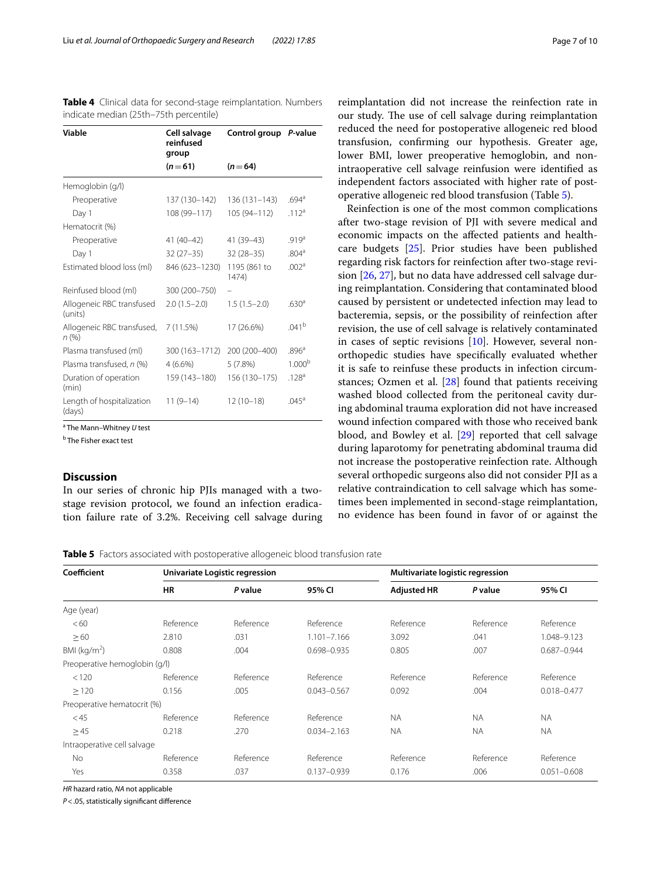**Table 4** Clinical data for second-stage reimplantation. Numbers indicate median (25th–75th percentile)

| Viable | Cell salvage reinfused group | Control group | P-value |
|---|---|---|---|
| | (n = 61) | (n = 64) | |
| Hemoglobin (g/l) | | | |
| Preoperative | 137 (130–142) | 136 (131–143) | .694[a] |
| Day 1 | 108 (99–117) | 105 (94–112) | .112[a] |
| Hematocrit (%) | | | |
| Preoperative | 41 (40–42) | 41 (39–43) | .919[a] |
| Day 1 | 32 (27–35) | 32 (28–35) | .804[a] |
| Estimated blood loss (ml) | 846 (623–1230) | 1195 (861 to 1474) | .002[a] |
| Reinfused blood (ml) | 300 (200–750) | – | |
| Allogeneic RBC transfused (units) | 2.0 (1.5–2.0) | 1.5 (1.5–2.0) | .630[a] |
| Allogeneic RBC transfused, n (%) | 7 (11.5%) | 17 (26.6%) | .041[b] |
| Plasma transfused (ml) | 300 (163–1712) | 200 (200–400) | .896[a] |
| Plasma transfused, n (%) | 4 (6.6%) | 5 (7.8%) | 1.000[b] |
| Duration of operation (min) | 159 (143–180) | 156 (130–175) | .128[a] |
| Length of hospitalization (days) | 11 (9–14) | 12 (10–18) | .045[a] |

[a] The Mann–Whitney U test

[b] The Fisher exact test

## Discussion

In our series of chronic hip PJIs managed with a two-stage revision protocol, we found an infection eradication failure rate of 3.2%. Receiving cell salvage during reimplantation did not increase the reinfection rate in our study. The use of cell salvage during reimplantation reduced the need for postoperative allogeneic red blood transfusion, confirming our hypothesis. Greater age, lower BMI, lower preoperative hemoglobin, and non-intraoperative cell salvage reinfusion were identified as independent factors associated with higher rate of postoperative allogeneic red blood transfusion (Table 5).

Reinfection is one of the most common complications after two-stage revision of PJI with severe medical and economic impacts on the affected patients and healthcare budgets [25]. Prior studies have been published regarding risk factors for reinfection after two-stage revision [26, 27], but no data have addressed cell salvage during reimplantation. Considering that contaminated blood caused by persistent or undetected infection may lead to bacteremia, sepsis, or the possibility of reinfection after revision, the use of cell salvage is relatively contaminated in cases of septic revisions [10]. However, several non-orthopedic studies have specifically evaluated whether it is safe to reinfuse these products in infection circumstances; Ozmen et al. [28] found that patients receiving washed blood collected from the peritoneal cavity during abdominal trauma exploration did not have increased wound infection compared with those who received bank blood, and Bowley et al. [29] reported that cell salvage during laparotomy for penetrating abdominal trauma did not increase the postoperative reinfection rate. Although several orthopedic surgeons also did not consider PJI as a relative contraindication to cell salvage which has sometimes been implemented in second-stage reimplantation, no evidence has been found in favor of or against the

**Table 5** Factors associated with postoperative allogeneic blood transfusion rate

| Coefficient | Univariate Logistic regression | | | Multivariate logistic regression | | |
|---|---|---|---|---|---|---|
| | HR | P value | 95% CI | Adjusted HR | P value | 95% CI |
| Age (year) | | | | | | |
| < 60 | Reference | Reference | Reference | Reference | Reference | Reference |
| ≥ 60 | 2.810 | .031 | 1.101–7.166 | 3.092 | .041 | 1.048–9.123 |
| BMI (kg/m$^2$) | 0.808 | .004 | 0.698–0.935 | 0.805 | .007 | 0.687–0.944 |
| Preoperative hemoglobin (g/l) | | | | | | |
| < 120 | Reference | Reference | Reference | Reference | Reference | Reference |
| ≥ 120 | 0.156 | .005 | 0.043–0.567 | 0.092 | .004 | 0.018–0.477 |
| Preoperative hematocrit (%) | | | | | | |
| < 45 | Reference | Reference | Reference | NA | NA | NA |
| ≥ 45 | 0.218 | .270 | 0.034–2.163 | NA | NA | NA |
| Intraoperative cell salvage | | | | | | |
| No | Reference | Reference | Reference | Reference | Reference | Reference |
| Yes | 0.358 | .037 | 0.137–0.939 | 0.176 | .006 | 0.051–0.608 |

*HR* hazard ratio, *NA* not applicable

$P < .05$, statistically significant difference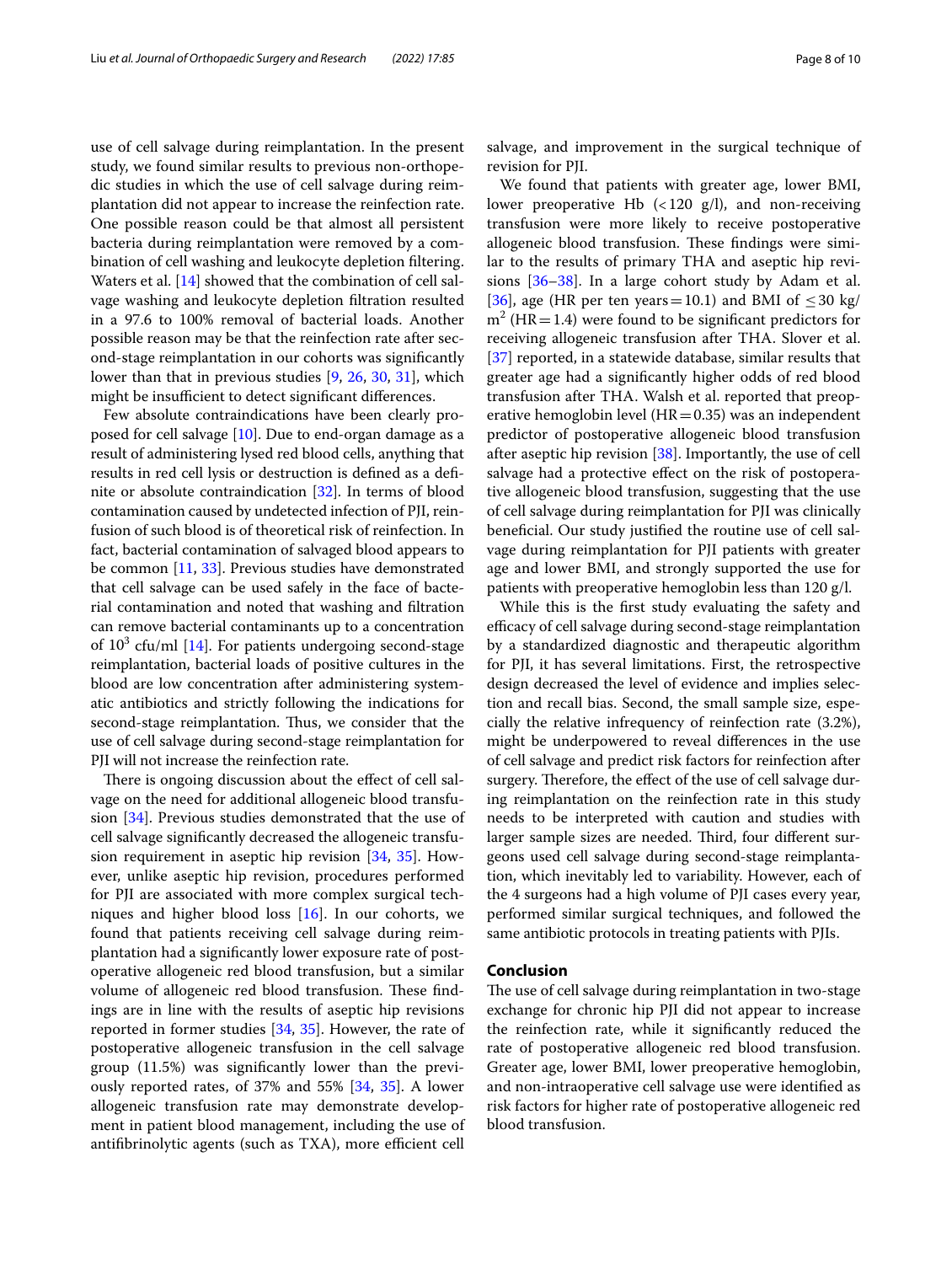use of cell salvage during reimplantation. In the present study, we found similar results to previous non-orthopedic studies in which the use of cell salvage during reimplantation did not appear to increase the reinfection rate. One possible reason could be that almost all persistent bacteria during reimplantation were removed by a combination of cell washing and leukocyte depletion filtering. Waters et al. [14] showed that the combination of cell salvage washing and leukocyte depletion filtration resulted in a 97.6 to 100% removal of bacterial loads. Another possible reason may be that the reinfection rate after second-stage reimplantation in our cohorts was significantly lower than that in previous studies [9, 26, 30, 31], which might be insufficient to detect significant differences.

Few absolute contraindications have been clearly proposed for cell salvage [10]. Due to end-organ damage as a result of administering lysed red blood cells, anything that results in red cell lysis or destruction is defined as a definite or absolute contraindication [32]. In terms of blood contamination caused by undetected infection of PJI, reinfusion of such blood is of theoretical risk of reinfection. In fact, bacterial contamination of salvaged blood appears to be common [11, 33]. Previous studies have demonstrated that cell salvage can be used safely in the face of bacterial contamination and noted that washing and filtration can remove bacterial contaminants up to a concentration of $10^3$ cfu/ml [14]. For patients undergoing second-stage reimplantation, bacterial loads of positive cultures in the blood are low concentration after administering systematic antibiotics and strictly following the indications for second-stage reimplantation. Thus, we consider that the use of cell salvage during second-stage reimplantation for PJI will not increase the reinfection rate.

There is ongoing discussion about the effect of cell salvage on the need for additional allogeneic blood transfusion [34]. Previous studies demonstrated that the use of cell salvage significantly decreased the allogeneic transfusion requirement in aseptic hip revision [34, 35]. However, unlike aseptic hip revision, procedures performed for PJI are associated with more complex surgical techniques and higher blood loss [16]. In our cohorts, we found that patients receiving cell salvage during reimplantation had a significantly lower exposure rate of postoperative allogeneic red blood transfusion, but a similar volume of allogeneic red blood transfusion. These findings are in line with the results of aseptic hip revisions reported in former studies [34, 35]. However, the rate of postoperative allogeneic transfusion in the cell salvage group (11.5%) was significantly lower than the previously reported rates, of 37% and 55% [34, 35]. A lower allogeneic transfusion rate may demonstrate development in patient blood management, including the use of antifibrinolytic agents (such as TXA), more efficient cell salvage, and improvement in the surgical technique of revision for PJI.

We found that patients with greater age, lower BMI, lower preoperative Hb (< 120 g/l), and non-receiving transfusion were more likely to receive postoperative allogeneic blood transfusion. These findings were similar to the results of primary THA and aseptic hip revisions [36–38]. In a large cohort study by Adam et al. [36], age (HR per ten years = 10.1) and BMI of $\leq 30$ kg/m$^2$ (HR = 1.4) were found to be significant predictors for receiving allogeneic transfusion after THA. Slover et al. [37] reported, in a statewide database, similar results that greater age had a significantly higher odds of red blood transfusion after THA. Walsh et al. reported that preoperative hemoglobin level (HR = 0.35) was an independent predictor of postoperative allogeneic blood transfusion after aseptic hip revision [38]. Importantly, the use of cell salvage had a protective effect on the risk of postoperative allogeneic blood transfusion, suggesting that the use of cell salvage during reimplantation for PJI was clinically beneficial. Our study justified the routine use of cell salvage during reimplantation for PJI patients with greater age and lower BMI, and strongly supported the use for patients with preoperative hemoglobin less than 120 g/l.

While this is the first study evaluating the safety and efficacy of cell salvage during second-stage reimplantation by a standardized diagnostic and therapeutic algorithm for PJI, it has several limitations. First, the retrospective design decreased the level of evidence and implies selection and recall bias. Second, the small sample size, especially the relative infrequency of reinfection rate (3.2%), might be underpowered to reveal differences in the use of cell salvage and predict risk factors for reinfection after surgery. Therefore, the effect of the use of cell salvage during reimplantation on the reinfection rate in this study needs to be interpreted with caution and studies with larger sample sizes are needed. Third, four different surgeons used cell salvage during second-stage reimplantation, which inevitably led to variability. However, each of the 4 surgeons had a high volume of PJI cases every year, performed similar surgical techniques, and followed the same antibiotic protocols in treating patients with PJIs.

## Conclusion

The use of cell salvage during reimplantation in two-stage exchange for chronic hip PJI did not appear to increase the reinfection rate, while it significantly reduced the rate of postoperative allogeneic red blood transfusion. Greater age, lower BMI, lower preoperative hemoglobin, and non-intraoperative cell salvage use were identified as risk factors for higher rate of postoperative allogeneic red blood transfusion.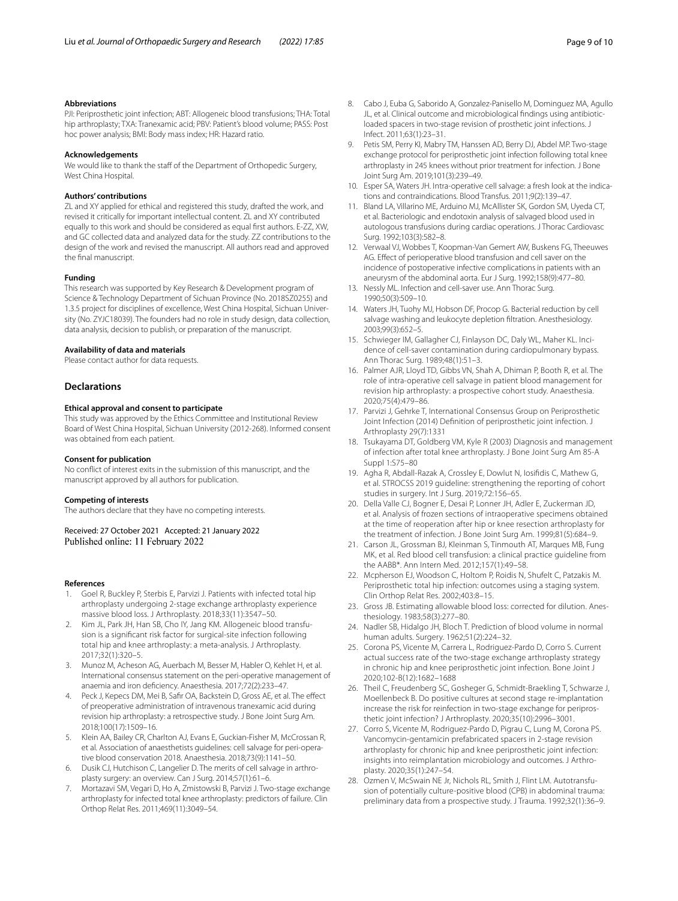#### Abbreviations

PJI: Periprosthetic joint infection; ABT: Allogeneic blood transfusions; THA: Total hip arthroplasty; TXA: Tranexamic acid; PBV: Patient's blood volume; PASS: Post hoc power analysis; BMI: Body mass index; HR: Hazard ratio.

#### Acknowledgements

We would like to thank the staff of the Department of Orthopedic Surgery, West China Hospital.

#### Authors' contributions

ZL and XY applied for ethical and registered this study, drafted the work, and revised it critically for important intellectual content. ZL and XY contributed equally to this work and should be considered as equal first authors. E-ZZ, XW, and GC collected data and analyzed data for the study. ZZ contributions to the design of the work and revised the manuscript. All authors read and approved the final manuscript.

#### Funding

This research was supported by Key Research & Development program of Science & Technology Department of Sichuan Province (No. 2018SZ0255) and 1.3.5 project for disciplines of excellence, West China Hospital, Sichuan University (No. ZYJC18039). The founders had no role in study design, data collection, data analysis, decision to publish, or preparation of the manuscript.

#### Availability of data and materials

Please contact author for data requests.

## Declarations

#### Ethical approval and consent to participate

This study was approved by the Ethics Committee and Institutional Review Board of West China Hospital, Sichuan University (2012-268). Informed consent was obtained from each patient.

#### Consent for publication

No conflict of interest exits in the submission of this manuscript, and the manuscript approved by all authors for publication.

#### Competing of interests

The authors declare that they have no competing interests.

Received: 27 October 2021 Accepted: 21 January 2022
Published online: 11 February 2022

#### References

1. Goel R, Buckley P, Sterbis E, Parvizi J. Patients with infected total hip arthroplasty undergoing 2-stage exchange arthroplasty experience massive blood loss. J Arthroplasty. 2018;33(11):3547–50.
2. Kim JL, Park JH, Han SB, Cho IY, Jang KM. Allogeneic blood transfusion is a significant risk factor for surgical-site infection following total hip and knee arthroplasty: a meta-analysis. J Arthroplasty. 2017;32(1):320–5.
3. Munoz M, Acheson AG, Auerbach M, Besser M, Habler O, Kehlet H, et al. International consensus statement on the peri-operative management of anaemia and iron deficiency. Anaesthesia. 2017;72(2):233–47.
4. Peck J, Kepecs DM, Mei B, Safir OA, Backstein D, Gross AE, et al. The effect of preoperative administration of intravenous tranexamic acid during revision hip arthroplasty: a retrospective study. J Bone Joint Surg Am. 2018;100(17):1509–16.
5. Klein AA, Bailey CR, Charlton AJ, Evans E, Guckian-Fisher M, McCrossan R, et al. Association of anaesthetists guidelines: cell salvage for peri-operative blood conservation 2018. Anaesthesia. 2018;73(9):1141–50.
6. Dusik CJ, Hutchison C, Langelier D. The merits of cell salvage in arthroplasty surgery: an overview. Can J Surg. 2014;57(1):61–6.
7. Mortazavi SM, Vegari D, Ho A, Zmistowski B, Parvizi J. Two-stage exchange arthroplasty for infected total knee arthroplasty: predictors of failure. Clin Orthop Relat Res. 2011;469(11):3049–54.
8. Cabo J, Euba G, Saborido A, Gonzalez-Panisello M, Dominguez MA, Agullo JL, et al. Clinical outcome and microbiological findings using antibiotic-loaded spacers in two-stage revision of prosthetic joint infections. J Infect. 2011;63(1):23–31.
9. Petis SM, Perry KI, Mabry TM, Hanssen AD, Berry DJ, Abdel MP. Two-stage exchange protocol for periprosthetic joint infection following total knee arthroplasty in 245 knees without prior treatment for infection. J Bone Joint Surg Am. 2019;101(3):239–49.
10. Esper SA, Waters JH. Intra-operative cell salvage: a fresh look at the indications and contraindications. Blood Transfus. 2011;9(2):139–47.
11. Bland LA, Villarino ME, Arduino MJ, McAllister SK, Gordon SM, Uyeda CT, et al. Bacteriologic and endotoxin analysis of salvaged blood used in autologous transfusions during cardiac operations. J Thorac Cardiovasc Surg. 1992;103(3):582–8.
12. Verwaal VJ, Wobbes T, Koopman-Van Gemert AW, Buskens FG, Theeuwes AG. Effect of perioperative blood transfusion and cell saver on the incidence of postoperative infective complications in patients with an aneurysm of the abdominal aorta. Eur J Surg. 1992;158(9):477–80.
13. Nessly ML. Infection and cell-saver use. Ann Thorac Surg. 1990;50(3):509–10.
14. Waters JH, Tuohy MJ, Hobson DF, Procop G. Bacterial reduction by cell salvage washing and leukocyte depletion filtration. Anesthesiology. 2003;99(3):652–5.
15. Schwieger IM, Gallagher CJ, Finlayson DC, Daly WL, Maher KL. Incidence of cell-saver contamination during cardiopulmonary bypass. Ann Thorac Surg. 1989;48(1):51–3.
16. Palmer AJR, Lloyd TD, Gibbs VN, Shah A, Dhiman P, Booth R, et al. The role of intra-operative cell salvage in patient blood management for revision hip arthroplasty: a prospective cohort study. Anaesthesia. 2020;75(4):479–86.
17. Parvizi J, Gehrke T, International Consensus Group on Periprosthetic Joint Infection (2014) Definition of periprosthetic joint infection. J Arthroplasty 29(7):1331
18. Tsukayama DT, Goldberg VM, Kyle R (2003) Diagnosis and management of infection after total knee arthroplasty. J Bone Joint Surg Am 85-A Suppl 1:S75–80
19. Agha R, Abdall-Razak A, Crossley E, Dowlut N, Iosifidis C, Mathew G, et al. STROCSS 2019 guideline: strengthening the reporting of cohort studies in surgery. Int J Surg. 2019;72:156–65.
20. Della Valle CJ, Bogner E, Desai P, Lonner JH, Adler E, Zuckerman JD, et al. Analysis of frozen sections of intraoperative specimens obtained at the time of reoperation after hip or knee resection arthroplasty for the treatment of infection. J Bone Joint Surg Am. 1999;81(5):684–9.
21. Carson JL, Grossman BJ, Kleinman S, Tinmouth AT, Marques MB, Fung MK, et al. Red blood cell transfusion: a clinical practice guideline from the AABB*. Ann Intern Med. 2012;157(1):49–58.
22. Mcpherson EJ, Woodson C, Holtom P, Roidis N, Shufelt C, Patzakis M. Periprosthetic total hip infection: outcomes using a staging system. Clin Orthop Relat Res. 2002;403:8–15.
23. Gross JB. Estimating allowable blood loss: corrected for dilution. Anesthesiology. 1983;58(3):277–80.
24. Nadler SB, Hidalgo JH, Bloch T. Prediction of blood volume in normal human adults. Surgery. 1962;51(2):224–32.
25. Corona PS, Vicente M, Carrera L, Rodriguez-Pardo D, Corro S. Current actual success rate of the two-stage exchange arthroplasty strategy in chronic hip and knee periprosthetic joint infection. Bone Joint J 2020;102-B(12):1682–1688
26. Theil C, Freudenberg SC, Gosheger G, Schmidt-Braekling T, Schwarze J, Moellenbeck B. Do positive cultures at second stage re-implantation increase the risk for reinfection in two-stage exchange for periprosthetic joint infection? J Arthroplasty. 2020;35(10):2996–3001.
27. Corro S, Vicente M, Rodriguez-Pardo D, Pigrau C, Lung M, Corona PS. Vancomycin-gentamicin prefabricated spacers in 2-stage revision arthroplasty for chronic hip and knee periprosthetic joint infection: insights into reimplantation microbiology and outcomes. J Arthroplasty. 2020;35(1):247–54.
28. Ozmen V, McSwain NE Jr, Nichols RL, Smith J, Flint LM. Autotransfusion of potentially culture-positive blood (CPB) in abdominal trauma: preliminary data from a prospective study. J Trauma. 1992;32(1):36–9.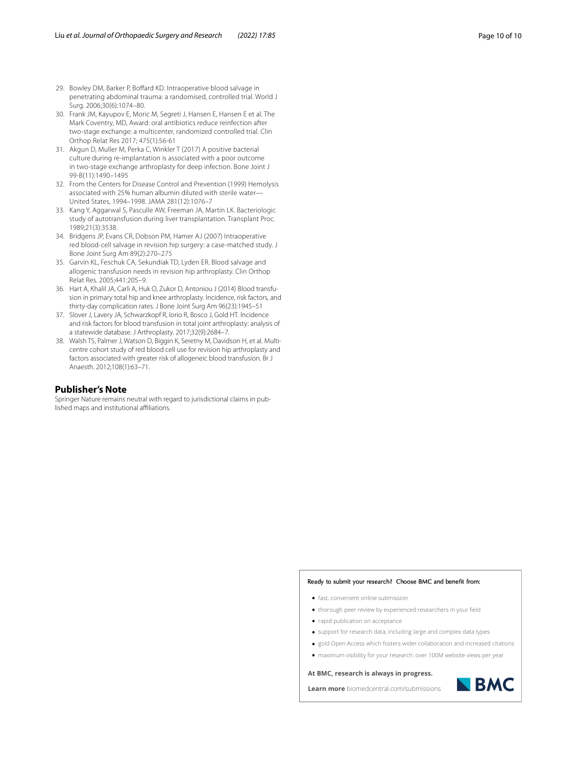29. Bowley DM, Barker P, Boffard KD. Intraoperative blood salvage in penetrating abdominal trauma: a randomised, controlled trial. World J Surg. 2006;30(6):1074–80.
30. Frank JM, Kayupov E, Moric M, Segreti J, Hansen E, Hansen E et al. The Mark Coventry, MD, Award: oral antibiotics reduce reinfection after two-stage exchange: a multicenter, randomized controlled trial. Clin Orthop Relat Res 2017; 475(1):56-61
31. Akgun D, Muller M, Perka C, Winkler T (2017) A positive bacterial culture during re-implantation is associated with a poor outcome in two-stage exchange arthroplasty for deep infection. Bone Joint J 99-B(11):1490–1495
32. From the Centers for Disease Control and Prevention (1999) Hemolysis associated with 25% human albumin diluted with sterile water—United States, 1994–1998. JAMA 281(12):1076–7
33. Kang Y, Aggarwal S, Pasculle AW, Freeman JA, Martin LK. Bacteriologic study of autotransfusion during liver transplantation. Transplant Proc. 1989;21(3):3538.
34. Bridgens JP, Evans CR, Dobson PM, Hamer AJ (2007) Intraoperative red blood-cell salvage in revision hip surgery: a case-matched study. J Bone Joint Surg Am 89(2):270–275
35. Garvin KL, Feschuk CA, Sekundiak TD, Lyden ER. Blood salvage and allogenic transfusion needs in revision hip arthroplasty. Clin Orthop Relat Res. 2005;441:205–9.
36. Hart A, Khalil JA, Carli A, Huk O, Zukor D, Antoniou J (2014) Blood transfusion in primary total hip and knee arthroplasty. Incidence, risk factors, and thirty-day complication rates. J Bone Joint Surg Am 96(23):1945–51
37. Slover J, Lavery JA, Schwarzkopf R, Iorio R, Bosco J, Gold HT. Incidence and risk factors for blood transfusion in total joint arthroplasty: analysis of a statewide database. J Arthroplasty. 2017;32(9):2684–7.
38. Walsh TS, Palmer J, Watson D, Biggin K, Seretny M, Davidson H, et al. Multicentre cohort study of red blood cell use for revision hip arthroplasty and factors associated with greater risk of allogeneic blood transfusion. Br J Anaesth. 2012;108(1):63–71.

## Publisher's Note

Springer Nature remains neutral with regard to jurisdictional claims in published maps and institutional affiliations.

Ready to submit your research? Choose BMC and benefit from:

- fast, convenient online submission
- thorough peer review by experienced researchers in your field
- rapid publication on acceptance
- support for research data, including large and complex data types
- gold Open Access which fosters wider collaboration and increased citations
- maximum visibility for your research: over 100M website views per year

**At BMC, research is always in progress.**

**Learn more** biomedcentral.com/submissions

BMC